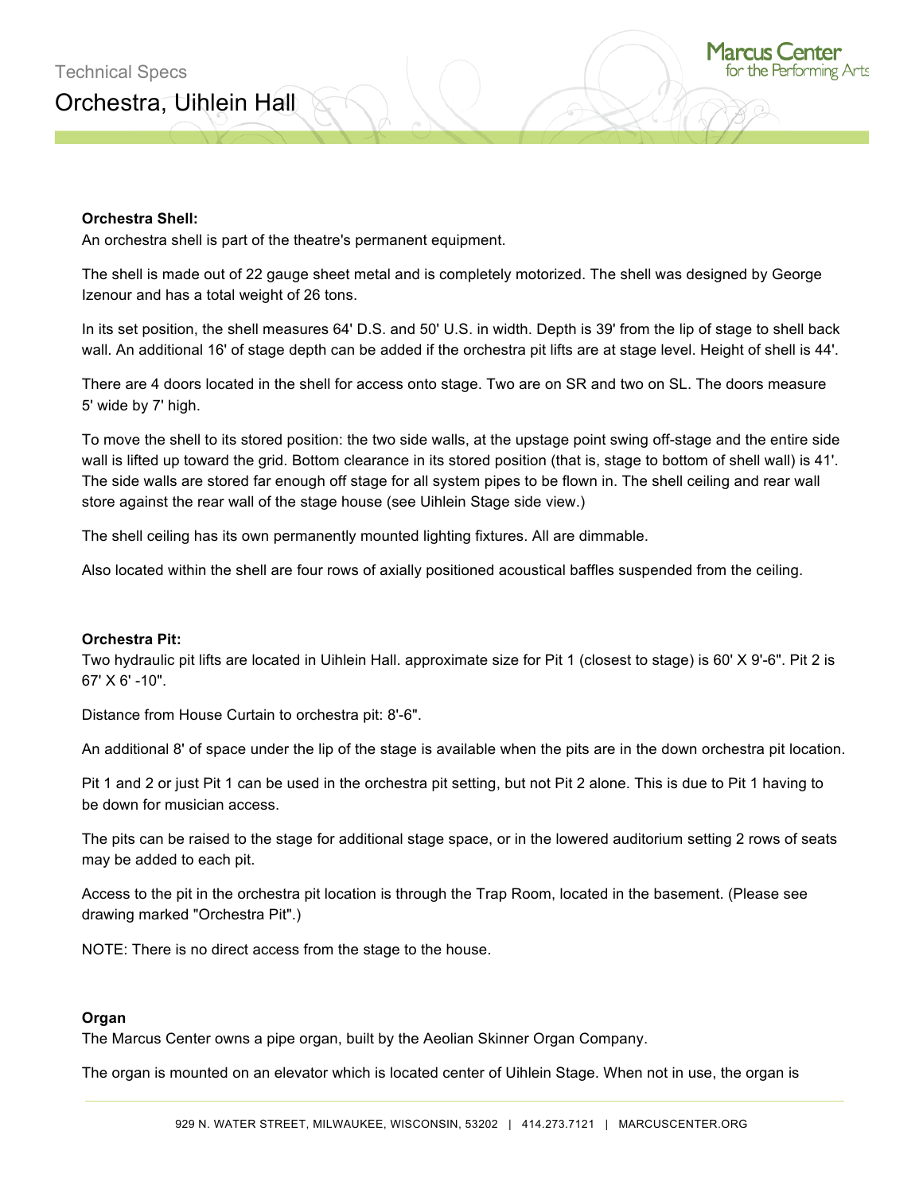# Technical Specs

## Orchestra, Uihlein Hall

**Orchestra Shell:**

An orchestra shell is part of the theatre's permanent equipment.

The shell is made out of 22 gauge sheet metal and is completely motorized. The shell was designed by George Izenour and has a total weight of 26 tons.

In its set position, the shell measures 64' D.S. and 50' U.S. in width. Depth is 39' from the lip of stage to shell back wall. An additional 16' of stage depth can be added if the orchestra pit lifts are at stage level. Height of shell is 44'.

There are 4 doors located in the shell for access onto stage. Two are on SR and two on SL. The doors measure 5' wide by 7' high.

To move the shell to its stored position: the two side walls, at the upstage point swing off-stage and the entire side wall is lifted up toward the grid. Bottom clearance in its stored position (that is, stage to bottom of shell wall) is 41'. The side walls are stored far enough off stage for all system pipes to be flown in. The shell ceiling and rear wall store against the rear wall of the stage house (see Uihlein Stage side view.)

The shell ceiling has its own permanently mounted lighting fixtures. All are dimmable.

Also located within the shell are four rows of axially positioned acoustical baffles suspended from the ceiling.

**Orchestra Pit:**

Two hydraulic pit lifts are located in Uihlein Hall. approximate size for Pit 1 (closest to stage) is 60' X 9'-6". Pit 2 is 67' X 6' -10".

Distance from House Curtain to orchestra pit: 8'-6".

An additional 8' of space under the lip of the stage is available when the pits are in the down orchestra pit location.

Pit 1 and 2 or just Pit 1 can be used in the orchestra pit setting, but not Pit 2 alone. This is due to Pit 1 having to be down for musician access.

The pits can be raised to the stage for additional stage space, or in the lowered auditorium setting 2 rows of seats may be added to each pit.

Access to the pit in the orchestra pit location is through the Trap Room, located in the basement. (Please see drawing marked "Orchestra Pit".)

NOTE: There is no direct access from the stage to the house.

**Organ**

The Marcus Center owns a pipe organ, built by the Aeolian Skinner Organ Company.

The organ is mounted on an elevator which is located center of Uihlein Stage. When not in use, the organ is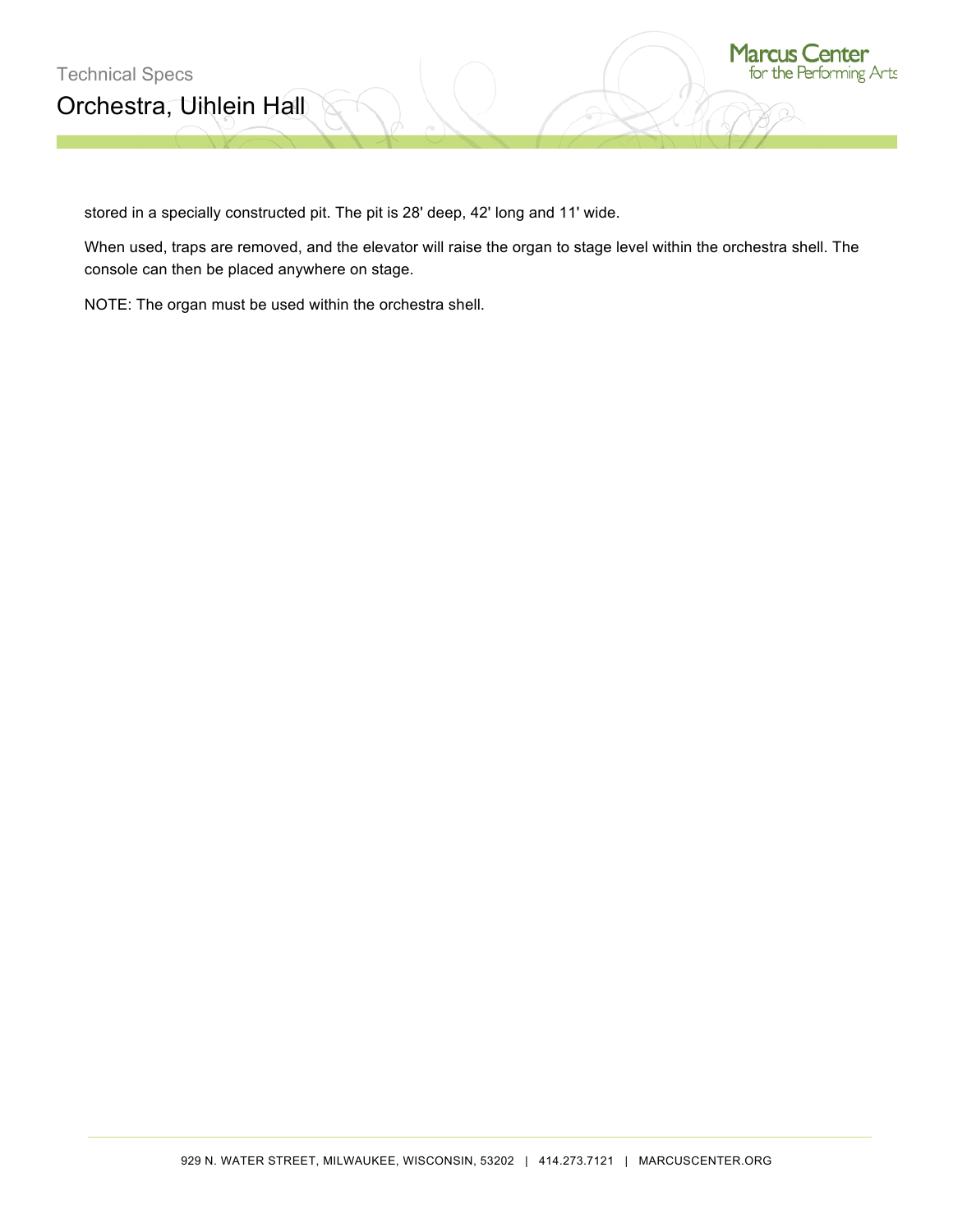stored in a specially constructed pit. The pit is 28' deep, 42' long and 11' wide.

When used, traps are removed, and the elevator will raise the organ to stage level within the orchestra shell. The console can then be placed anywhere on stage.

NOTE: The organ must be used within the orchestra shell.